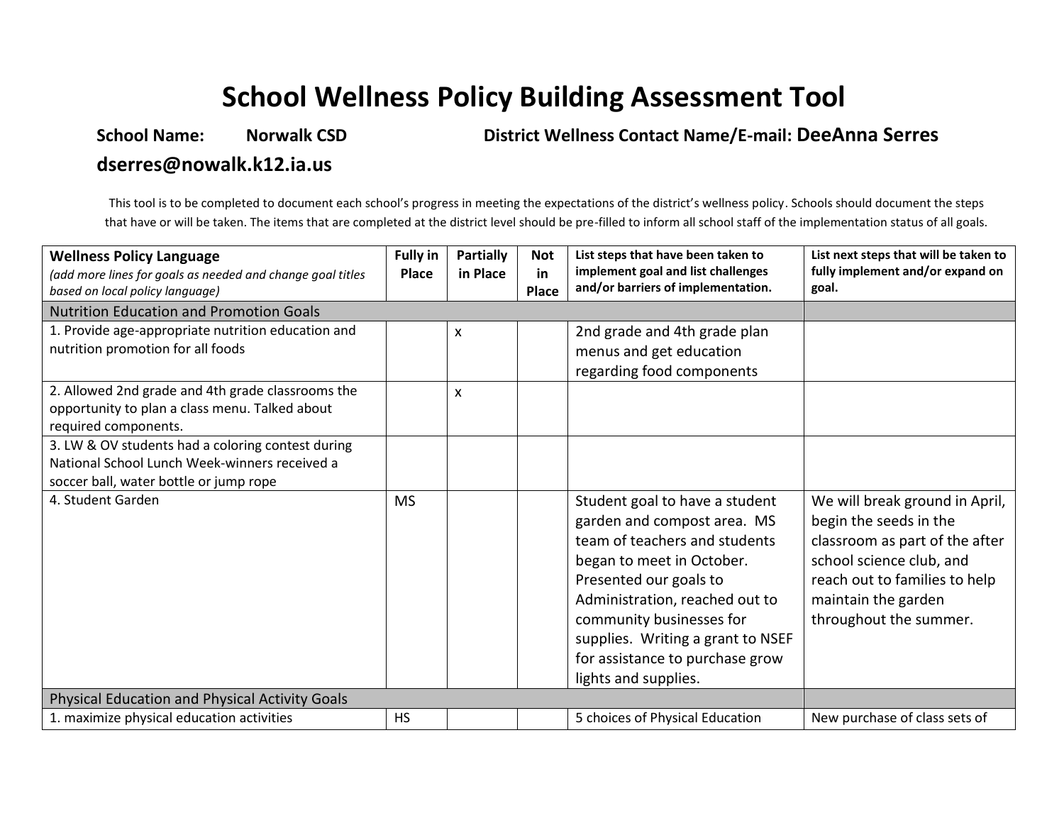# School Wellness Policy Building Assessment Tool

**School Name:** **Norwalk CSD** **District Wellness Contact Name/E-mail: DeeAnna Serres dserres@nowalk.k12.ia.us**

This tool is to be completed to document each school's progress in meeting the expectations of the district's wellness policy. Schools should document the steps that have or will be taken. The items that are completed at the district level should be pre-filled to inform all school staff of the implementation status of all goals.

| **Wellness Policy Language** *(add more lines for goals as needed and change goal titles based on local policy language)* | **Fully in Place** | **Partially in Place** | **Not in Place** | **List steps that have been taken to implement goal and list challenges and/or barriers of implementation.** | **List next steps that will be taken to fully implement and/or expand on goal.** |
|---|---|---|---|---|---|
| Nutrition Education and Promotion Goals | | | | | |
| 1. Provide age-appropriate nutrition education and nutrition promotion for all foods | | x | | 2nd grade and 4th grade plan menus and get education regarding food components | |
| 2. Allowed 2nd grade and 4th grade classrooms the opportunity to plan a class menu. Talked about required components. | | x | | | |
| 3. LW & OV students had a coloring contest during National School Lunch Week-winners received a soccer ball, water bottle or jump rope | | | | | |
| 4. Student Garden | MS | | | Student goal to have a student garden and compost area. MS team of teachers and students began to meet in October. Presented our goals to Administration, reached out to community businesses for supplies. Writing a grant to NSEF for assistance to purchase grow lights and supplies. | We will break ground in April, begin the seeds in the classroom as part of the after school science club, and reach out to families to help maintain the garden throughout the summer. |
| Physical Education and Physical Activity Goals | | | | | |
| 1. maximize physical education activities | HS | | | 5 choices of Physical Education | New purchase of class sets of |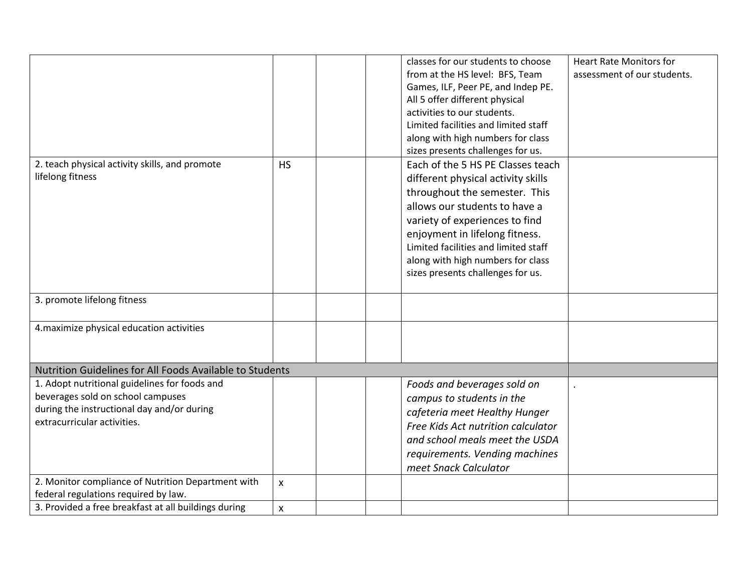| | | | | | |
|---|---|---|---|---|---|
| | | | | classes for our students to choose from at the HS level: BFS, Team Games, ILF, Peer PE, and Indep PE. All 5 offer different physical activities to our students. Limited facilities and limited staff along with high numbers for class sizes presents challenges for us. | Heart Rate Monitors for assessment of our students. |
| 2. teach physical activity skills, and promote lifelong fitness | HS | | | Each of the 5 HS PE Classes teach different physical activity skills throughout the semester. This allows our students to have a variety of experiences to find enjoyment in lifelong fitness. Limited facilities and limited staff along with high numbers for class sizes presents challenges for us. | |
| 3. promote lifelong fitness | | | | | |
| 4.maximize physical education activities | | | | | |
| Nutrition Guidelines for All Foods Available to Students | | | | | |
| 1. Adopt nutritional guidelines for foods and beverages sold on school campuses during the instructional day and/or during extracurricular activities. | | | | *Foods and beverages sold on campus to students in the cafeteria meet Healthy Hunger Free Kids Act nutrition calculator and school meals meet the USDA requirements. Vending machines meet Snack Calculator* | . |
| 2. Monitor compliance of Nutrition Department with federal regulations required by law. | x | | | | |
| 3. Provided a free breakfast at all buildings during | x | | | | |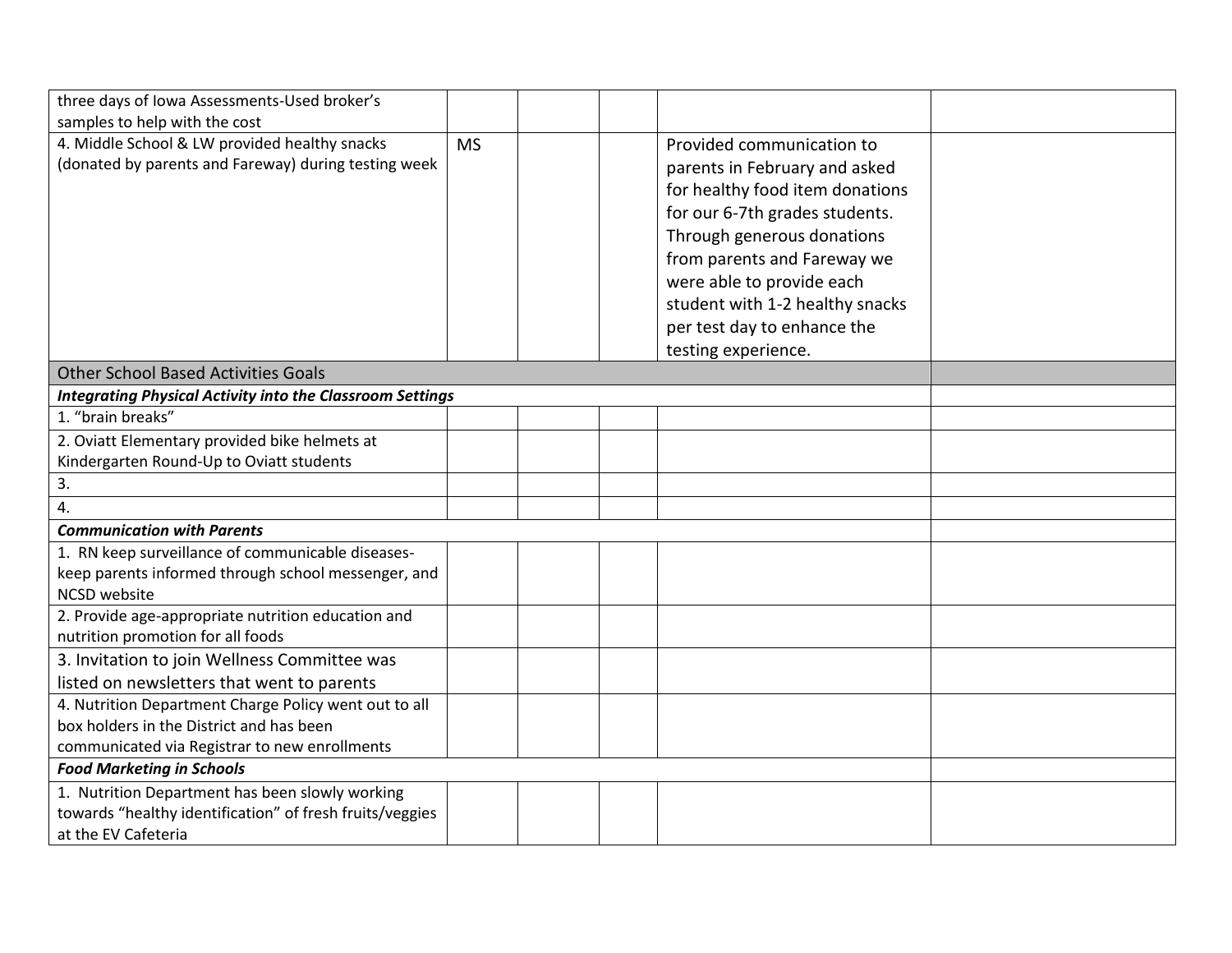| | | | | | |
|---|---|---|---|---|---|
| three days of Iowa Assessments-Used broker's samples to help with the cost | | | | | |
| 4. Middle School & LW provided healthy snacks (donated by parents and Fareway) during testing week | MS | | | Provided communication to parents in February and asked for healthy food item donations for our 6-7th grades students. Through generous donations from parents and Fareway we were able to provide each student with 1-2 healthy snacks per test day to enhance the testing experience. | |
| Other School Based Activities Goals | | | | | |
| ***Integrating Physical Activity into the Classroom Settings*** | | | | | |
| 1. "brain breaks" | | | | | |
| 2. Oviatt Elementary provided bike helmets at Kindergarten Round-Up to Oviatt students | | | | | |
| 3. | | | | | |
| 4. | | | | | |
| ***Communication with Parents*** | | | | | |
| 1. RN keep surveillance of communicable diseases-keep parents informed through school messenger, and NCSD website | | | | | |
| 2. Provide age-appropriate nutrition education and nutrition promotion for all foods | | | | | |
| 3. Invitation to join Wellness Committee was listed on newsletters that went to parents | | | | | |
| 4. Nutrition Department Charge Policy went out to all box holders in the District and has been communicated via Registrar to new enrollments | | | | | |
| ***Food Marketing in Schools*** | | | | | |
| 1. Nutrition Department has been slowly working towards "healthy identification" of fresh fruits/veggies at the EV Cafeteria | | | | | |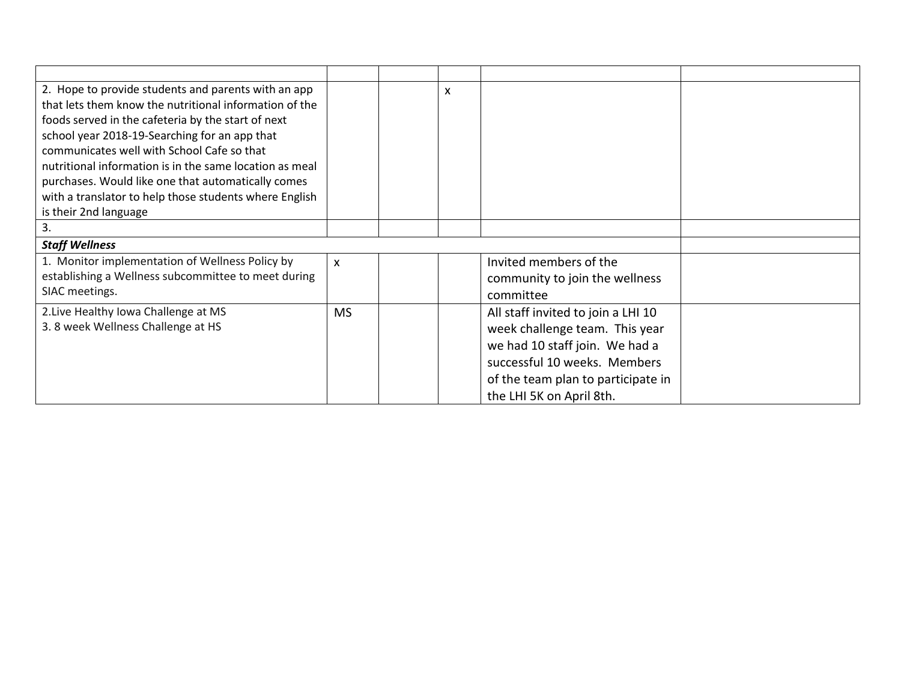| | | | | | |
|---|---|---|---|---|---|
| | | | | | |
| 2. Hope to provide students and parents with an app that lets them know the nutritional information of the foods served in the cafeteria by the start of next school year 2018-19-Searching for an app that communicates well with School Cafe so that nutritional information is in the same location as meal purchases. Would like one that automatically comes with a translator to help those students where English is their 2nd language | | | x | | |
| 3. | | | | | |
| ***Staff Wellness*** | | | | | |
| 1. Monitor implementation of Wellness Policy by establishing a Wellness subcommittee to meet during SIAC meetings. | x | | | Invited members of the community to join the wellness committee | |
| 2.Live Healthy Iowa Challenge at MS<br>3. 8 week Wellness Challenge at HS | MS | | | All staff invited to join a LHI 10 week challenge team. This year we had 10 staff join. We had a successful 10 weeks. Members of the team plan to participate in the LHI 5K on April 8th. | |